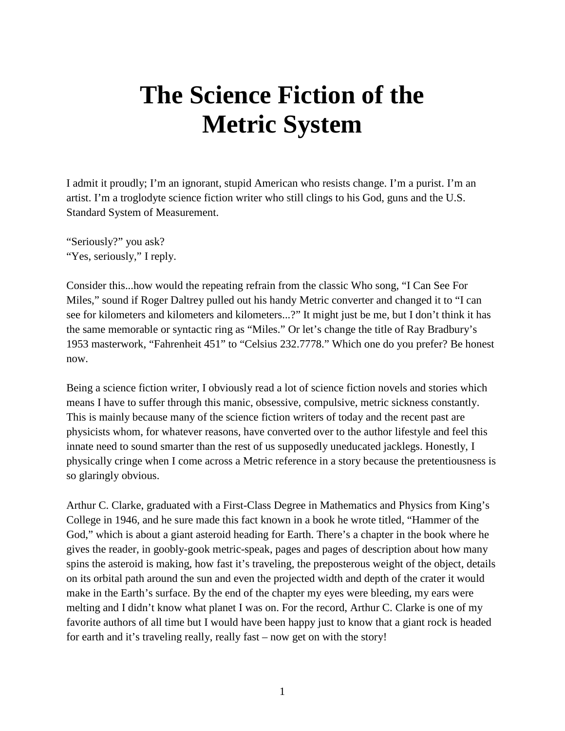# The Science Fiction of the Metric System

I admit it proudly; I'm an ignorant, stupid American who resists change. I'm a purist. I'm an artist. I'm a troglodyte science fiction writer who still clings to his God, guns and the U.S. Standard System of Measurement.

"Seriously?" you ask?
"Yes, seriously," I reply.

Consider this...how would the repeating refrain from the classic Who song, "I Can See For Miles," sound if Roger Daltrey pulled out his handy Metric converter and changed it to "I can see for kilometers and kilometers and kilometers...?" It might just be me, but I don't think it has the same memorable or syntactic ring as "Miles." Or let's change the title of Ray Bradbury's 1953 masterwork, "Fahrenheit 451" to "Celsius 232.7778." Which one do you prefer? Be honest now.

Being a science fiction writer, I obviously read a lot of science fiction novels and stories which means I have to suffer through this manic, obsessive, compulsive, metric sickness constantly. This is mainly because many of the science fiction writers of today and the recent past are physicists whom, for whatever reasons, have converted over to the author lifestyle and feel this innate need to sound smarter than the rest of us supposedly uneducated jacklegs. Honestly, I physically cringe when I come across a Metric reference in a story because the pretentiousness is so glaringly obvious.

Arthur C. Clarke, graduated with a First-Class Degree in Mathematics and Physics from King's College in 1946, and he sure made this fact known in a book he wrote titled, "Hammer of the God," which is about a giant asteroid heading for Earth. There's a chapter in the book where he gives the reader, in goobly-gook metric-speak, pages and pages of description about how many spins the asteroid is making, how fast it's traveling, the preposterous weight of the object, details on its orbital path around the sun and even the projected width and depth of the crater it would make in the Earth's surface. By the end of the chapter my eyes were bleeding, my ears were melting and I didn't know what planet I was on. For the record, Arthur C. Clarke is one of my favorite authors of all time but I would have been happy just to know that a giant rock is headed for earth and it's traveling really, really fast – now get on with the story!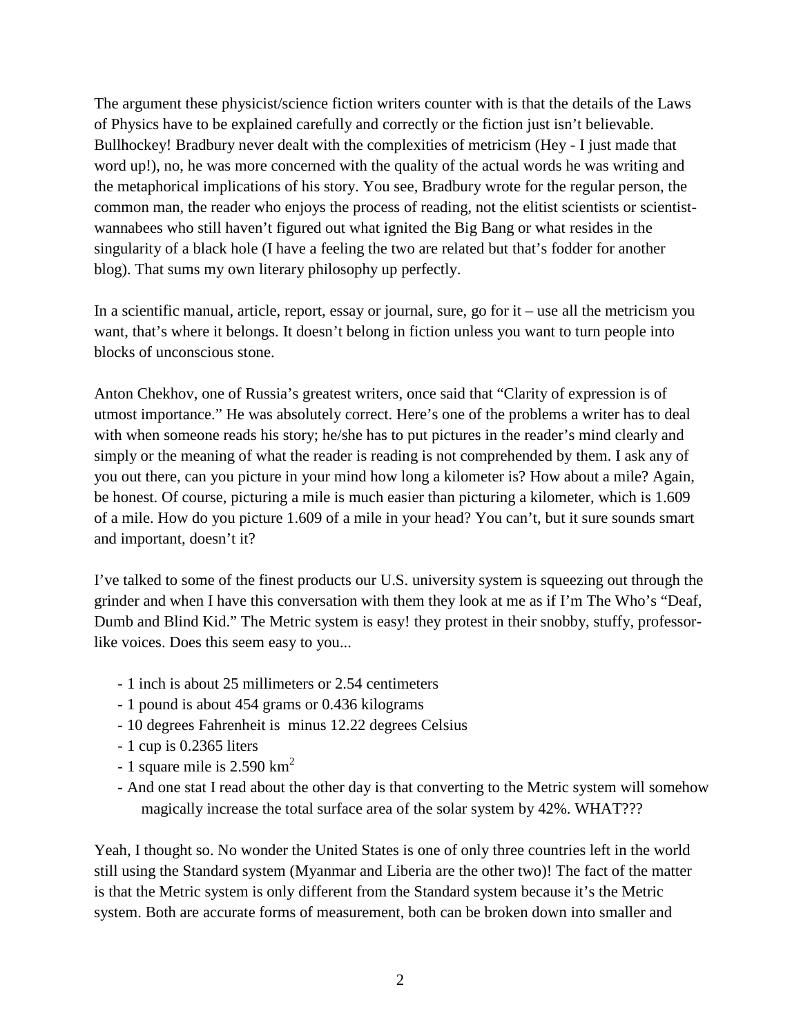The argument these physicist/science fiction writers counter with is that the details of the Laws of Physics have to be explained carefully and correctly or the fiction just isn't believable. Bullhockey! Bradbury never dealt with the complexities of metricism (Hey - I just made that word up!), no, he was more concerned with the quality of the actual words he was writing and the metaphorical implications of his story. You see, Bradbury wrote for the regular person, the common man, the reader who enjoys the process of reading, not the elitist scientists or scientist-wannabees who still haven't figured out what ignited the Big Bang or what resides in the singularity of a black hole (I have a feeling the two are related but that's fodder for another blog). That sums my own literary philosophy up perfectly.

In a scientific manual, article, report, essay or journal, sure, go for it – use all the metricism you want, that's where it belongs. It doesn't belong in fiction unless you want to turn people into blocks of unconscious stone.

Anton Chekhov, one of Russia's greatest writers, once said that "Clarity of expression is of utmost importance." He was absolutely correct. Here's one of the problems a writer has to deal with when someone reads his story; he/she has to put pictures in the reader's mind clearly and simply or the meaning of what the reader is reading is not comprehended by them. I ask any of you out there, can you picture in your mind how long a kilometer is? How about a mile? Again, be honest. Of course, picturing a mile is much easier than picturing a kilometer, which is 1.609 of a mile. How do you picture 1.609 of a mile in your head? You can't, but it sure sounds smart and important, doesn't it?

I've talked to some of the finest products our U.S. university system is squeezing out through the grinder and when I have this conversation with them they look at me as if I'm The Who's "Deaf, Dumb and Blind Kid." The Metric system is easy! they protest in their snobby, stuffy, professor-like voices. Does this seem easy to you...

- 1 inch is about 25 millimeters or 2.54 centimeters
- 1 pound is about 454 grams or 0.436 kilograms
- 10 degrees Fahrenheit is minus 12.22 degrees Celsius
- 1 cup is 0.2365 liters
- 1 square mile is 2.590 $km^2$
- And one stat I read about the other day is that converting to the Metric system will somehow magically increase the total surface area of the solar system by 42%. WHAT???

Yeah, I thought so. No wonder the United States is one of only three countries left in the world still using the Standard system (Myanmar and Liberia are the other two)! The fact of the matter is that the Metric system is only different from the Standard system because it's the Metric system. Both are accurate forms of measurement, both can be broken down into smaller and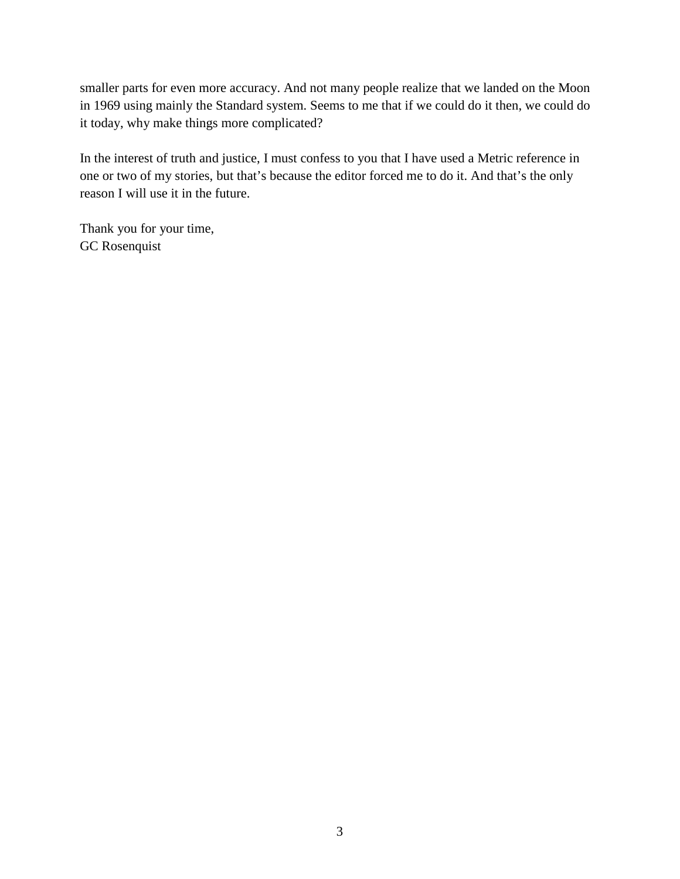smaller parts for even more accuracy. And not many people realize that we landed on the Moon in 1969 using mainly the Standard system. Seems to me that if we could do it then, we could do it today, why make things more complicated?

In the interest of truth and justice, I must confess to you that I have used a Metric reference in one or two of my stories, but that's because the editor forced me to do it. And that's the only reason I will use it in the future.

Thank you for your time,
GC Rosenquist